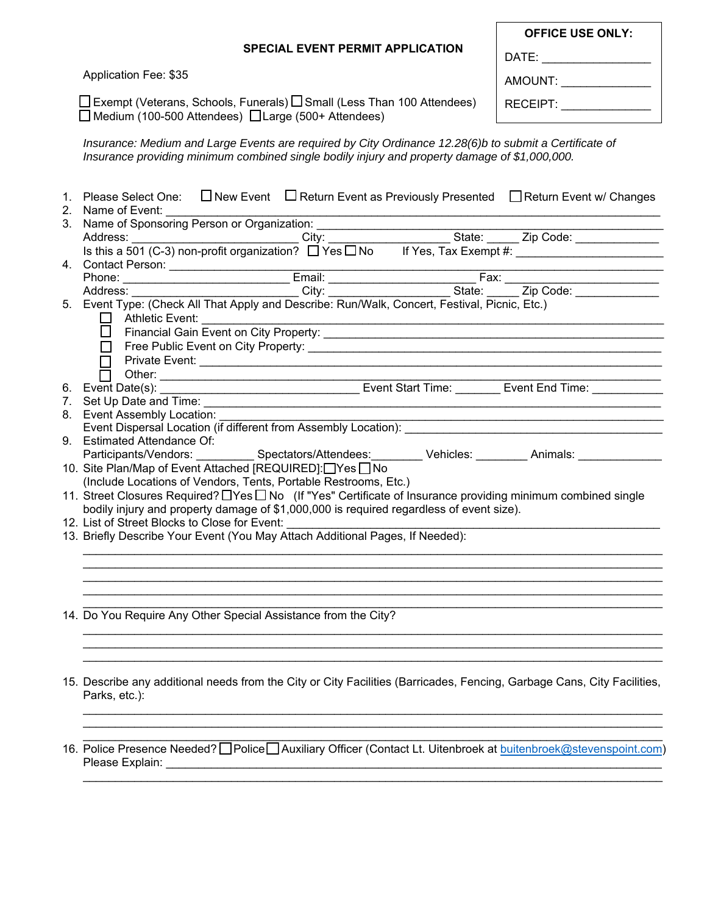**OFFICE USE ONLY:**

DATE: ________________

AMOUNT: ______________

RECEIPT: ______________

# SPECIAL EVENT PERMIT APPLICATION

Application Fee: $35

☐ Exempt (Veterans, Schools, Funerals) ☐ Small (Less Than 100 Attendees)
☐ Medium (100-500 Attendees) ☐ Large (500+ Attendees)

*Insurance: Medium and Large Events are required by City Ordinance 12.28(6)b to submit a Certificate of Insurance providing minimum combined single bodily injury and property damage of $1,000,000.*

1. Please Select One: ☐ New Event ☐ Return Event as Previously Presented ☐ Return Event w/ Changes
2. Name of Event: ____________________________________________
3. Name of Sponsoring Person or Organization: ____________________________________________
   Address: ____________________ City: ______________ State: _____ Zip Code: ____________
   Is this a 501 (C-3) non-profit organization? ☐ Yes ☐ No If Yes, Tax Exempt #: ____________________
4. Contact Person: ____________________________________________
   Phone: ____________________ Email: ____________________ Fax: ____________________
   Address: ____________________ City: ______________ State: _____ Zip Code: ____________
5. Event Type: (Check All That Apply and Describe: Run/Walk, Concert, Festival, Picnic, Etc.)
   - ☐ Athletic Event: ____________________________________________
   - ☐ Financial Gain Event on City Property: ____________________________________________
   - ☐ Free Public Event on City Property: ____________________________________________
   - ☐ Private Event: ____________________________________________
   - ☐ Other: ____________________________________________
6. Event Date(s): ________________________ Event Start Time: _______ Event End Time: ___________
7. Set Up Date and Time: ____________________________________________
8. Event Assembly Location: ____________________________________________
   Event Dispersal Location (if different from Assembly Location): ______________________________
9. Estimated Attendance Of:
   Participants/Vendors: _________ Spectators/Attendees:________ Vehicles: ________ Animals: ____________
10. Site Plan/Map of Event Attached [REQUIRED]: ☐ Yes ☐ No
    (Include Locations of Vendors, Tents, Portable Restrooms, Etc.)
11. Street Closures Required? ☐ Yes ☐ No (If "Yes" Certificate of Insurance providing minimum combined single bodily injury and property damage of $1,000,000 is required regardless of event size).
12. List of Street Blocks to Close for Event: ____________________________________________
13. Briefly Describe Your Event (You May Attach Additional Pages, If Needed):
    ____________________________________________
    ____________________________________________
    ____________________________________________
    ____________________________________________
    ____________________________________________
14. Do You Require Any Other Special Assistance from the City?
    ____________________________________________
    ____________________________________________
    ____________________________________________
15. Describe any additional needs from the City or City Facilities (Barricades, Fencing, Garbage Cans, City Facilities, Parks, etc.):
    ____________________________________________
    ____________________________________________
    ____________________________________________
16. Police Presence Needed? ☐ Police ☐ Auxiliary Officer (Contact Lt. Uitenbroek at buitenbroek@stevenspoint.com)
    Please Explain: ____________________________________________
    ____________________________________________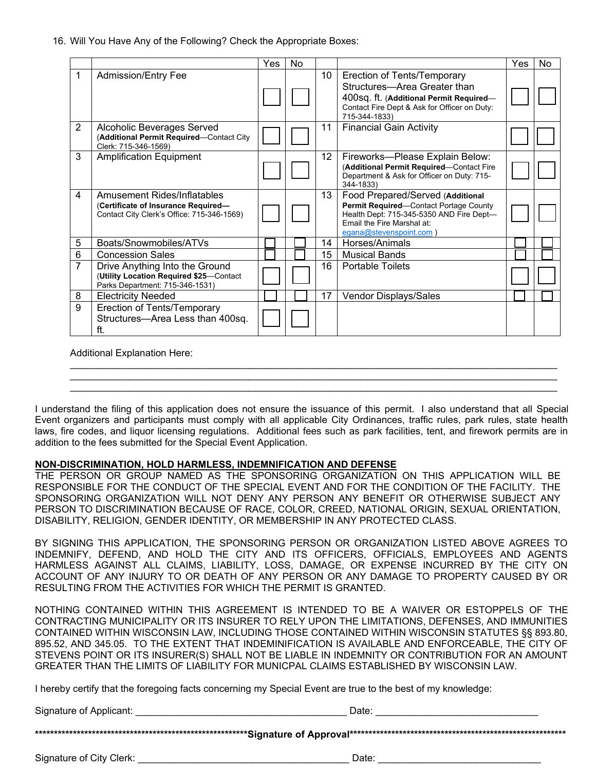16. Will You Have Any of the Following? Check the Appropriate Boxes:

| | | Yes | No | | | Yes | No |
|---|---|---|---|---|---|---|---|
| 1 | Admission/Entry Fee | ☐ | ☐ | 10 | Erection of Tents/Temporary Structures—Area Greater than 400sq. ft. (**Additional Permit Required**—Contact Fire Dept & Ask for Officer on Duty: 715-344-1833) | ☐ | ☐ |
| 2 | Alcoholic Beverages Served (**Additional Permit Required**—Contact City Clerk: 715-346-1569) | ☐ | ☐ | 11 | Financial Gain Activity | ☐ | ☐ |
| 3 | Amplification Equipment | ☐ | ☐ | 12 | Fireworks—Please Explain Below: (**Additional Permit Required**—Contact Fire Department & Ask for Officer on Duty: 715-344-1833) | ☐ | ☐ |
| 4 | Amusement Rides/Inflatables (**Certificate of Insurance Required**—Contact City Clerk's Office: 715-346-1569) | ☐ | ☐ | 13 | Food Prepared/Served (**Additional Permit Required**—Contact Portage County Health Dept: 715-345-5350 AND Fire Dept—Email the Fire Marshal at: egana@stevenspoint.com ) | ☐ | ☐ |
| 5 | Boats/Snowmobiles/ATVs | ☐ | ☐ | 14 | Horses/Animals | ☐ | ☐ |
| 6 | Concession Sales | ☐ | ☐ | 15 | Musical Bands | ☐ | ☐ |
| 7 | Drive Anything Into the Ground (**Utility Location Required $25**—Contact Parks Department: 715-346-1531) | ☐ | ☐ | 16 | Portable Toilets | ☐ | ☐ |
| 8 | Electricity Needed | ☐ | ☐ | 17 | Vendor Displays/Sales | ☐ | ☐ |
| 9 | Erection of Tents/Temporary Structures—Area Less than 400sq. ft. | ☐ | ☐ | | | | |

Additional Explanation Here:

______________________________________________________________________________
______________________________________________________________________________
______________________________________________________________________________

I understand the filing of this application does not ensure the issuance of this permit. I also understand that all Special Event organizers and participants must comply with all applicable City Ordinances, traffic rules, park rules, state health laws, fire codes, and liquor licensing regulations. Additional fees such as park facilities, tent, and firework permits are in addition to the fees submitted for the Special Event Application.

**NON-DISCRIMINATION, HOLD HARMLESS, INDEMNIFICATION AND DEFENSE**

THE PERSON OR GROUP NAMED AS THE SPONSORING ORGANIZATION ON THIS APPLICATION WILL BE RESPONSIBLE FOR THE CONDUCT OF THE SPECIAL EVENT AND FOR THE CONDITION OF THE FACILITY. THE SPONSORING ORGANIZATION WILL NOT DENY ANY PERSON ANY BENEFIT OR OTHERWISE SUBJECT ANY PERSON TO DISCRIMINATION BECAUSE OF RACE, COLOR, CREED, NATIONAL ORIGIN, SEXUAL ORIENTATION, DISABILITY, RELIGION, GENDER IDENTITY, OR MEMBERSHIP IN ANY PROTECTED CLASS.

BY SIGNING THIS APPLICATION, THE SPONSORING PERSON OR ORGANIZATION LISTED ABOVE AGREES TO INDEMNIFY, DEFEND, AND HOLD THE CITY AND ITS OFFICERS, OFFICIALS, EMPLOYEES AND AGENTS HARMLESS AGAINST ALL CLAIMS, LIABILITY, LOSS, DAMAGE, OR EXPENSE INCURRED BY THE CITY ON ACCOUNT OF ANY INJURY TO OR DEATH OF ANY PERSON OR ANY DAMAGE TO PROPERTY CAUSED BY OR RESULTING FROM THE ACTIVITIES FOR WHICH THE PERMIT IS GRANTED.

NOTHING CONTAINED WITHIN THIS AGREEMENT IS INTENDED TO BE A WAIVER OR ESTOPPELS OF THE CONTRACTING MUNICIPALITY OR ITS INSURER TO RELY UPON THE LIMITATIONS, DEFENSES, AND IMMUNITIES CONTAINED WITHIN WISCONSIN LAW, INCLUDING THOSE CONTAINED WITHIN WISCONSIN STATUTES §§ 893.80, 895.52, AND 345.05. TO THE EXTENT THAT INDEMINIFICATION IS AVAILABLE AND ENFORCEABLE, THE CITY OF STEVENS POINT OR ITS INSURER(S) SHALL NOT BE LIABLE IN INDEMNITY OR CONTRIBUTION FOR AN AMOUNT GREATER THAN THE LIMITS OF LIABILITY FOR MUNICPAL CLAIMS ESTABLISHED BY WISCONSIN LAW.

I hereby certify that the foregoing facts concerning my Special Event are true to the best of my knowledge:

Signature of Applicant: ________________________________________ Date: ______________________________

************************************************************Signature of Approval************************************************************

Signature of City Clerk: ________________________________________ Date: ______________________________